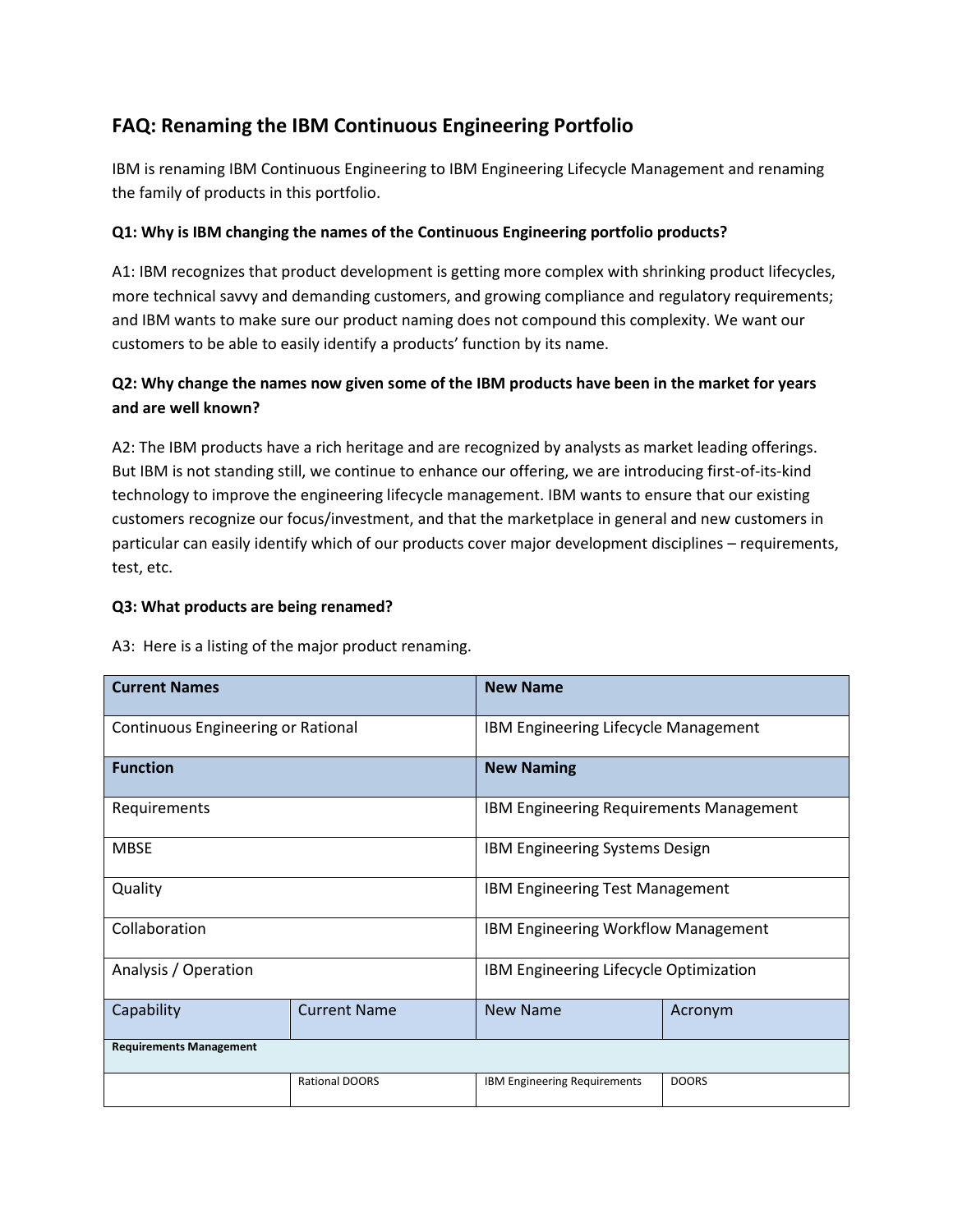# FAQ: Renaming the IBM Continuous Engineering Portfolio

IBM is renaming IBM Continuous Engineering to IBM Engineering Lifecycle Management and renaming the family of products in this portfolio.

**Q1: Why is IBM changing the names of the Continuous Engineering portfolio products?**

A1: IBM recognizes that product development is getting more complex with shrinking product lifecycles, more technical savvy and demanding customers, and growing compliance and regulatory requirements; and IBM wants to make sure our product naming does not compound this complexity. We want our customers to be able to easily identify a products' function by its name.

**Q2: Why change the names now given some of the IBM products have been in the market for years and are well known?**

A2: The IBM products have a rich heritage and are recognized by analysts as market leading offerings. But IBM is not standing still, we continue to enhance our offering, we are introducing first-of-its-kind technology to improve the engineering lifecycle management. IBM wants to ensure that our existing customers recognize our focus/investment, and that the marketplace in general and new customers in particular can easily identify which of our products cover major development disciplines – requirements, test, etc.

**Q3: What products are being renamed?**

A3: Here is a listing of the major product renaming.

| **Current Names** | | **New Name** | |
|---|---|---|---|
| Continuous Engineering or Rational | | IBM Engineering Lifecycle Management | |
| **Function** | | **New Naming** | |
| Requirements | | IBM Engineering Requirements Management | |
| MBSE | | IBM Engineering Systems Design | |
| Quality | | IBM Engineering Test Management | |
| Collaboration | | IBM Engineering Workflow Management | |
| Analysis / Operation | | IBM Engineering Lifecycle Optimization | |
| Capability | Current Name | New Name | Acronym |
| **Requirements Management** | | | |
| | Rational DOORS | IBM Engineering Requirements | DOORS |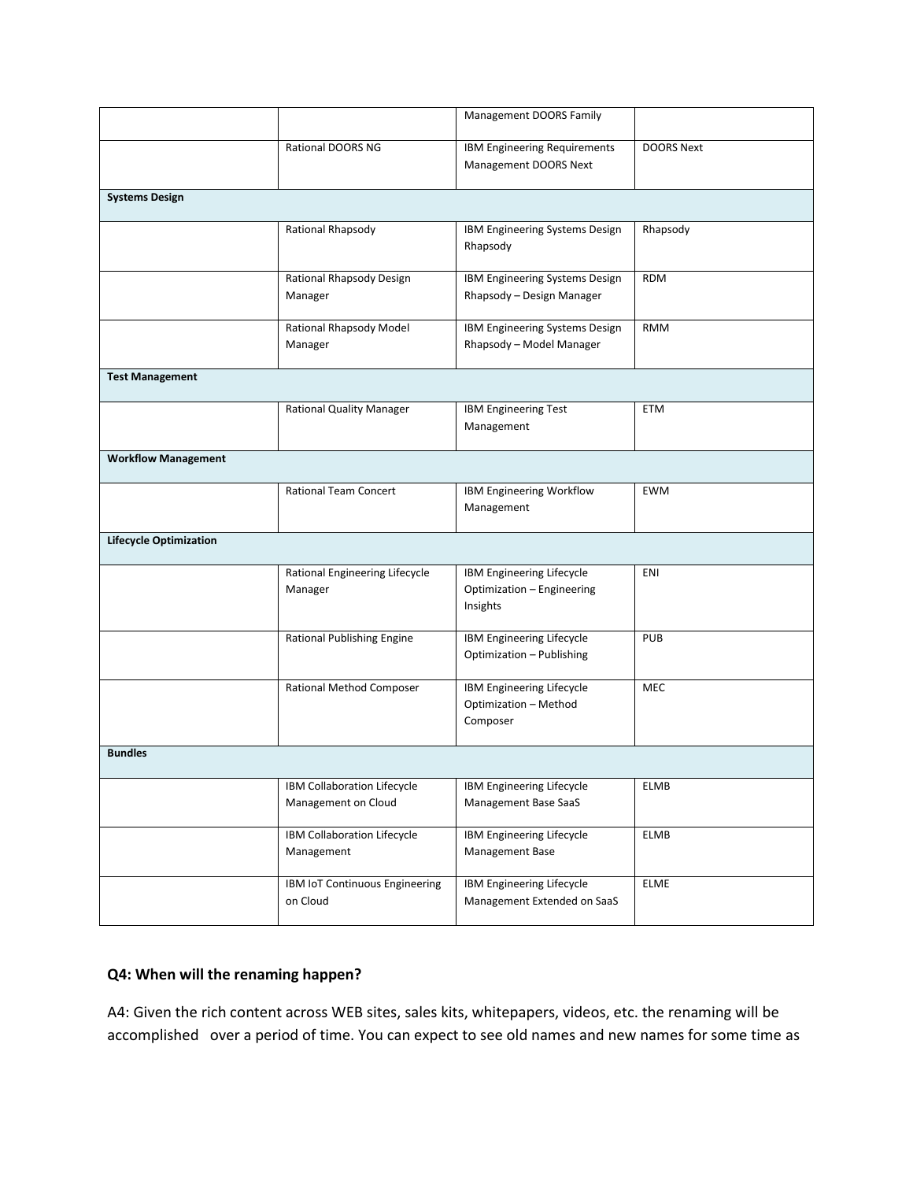| | | | |
|---|---|---|---|
| | | Management DOORS Family | |
| | Rational DOORS NG | IBM Engineering Requirements Management DOORS Next | DOORS Next |
| **Systems Design** | | | |
| | Rational Rhapsody | IBM Engineering Systems Design Rhapsody | Rhapsody |
| | Rational Rhapsody Design Manager | IBM Engineering Systems Design Rhapsody – Design Manager | RDM |
| | Rational Rhapsody Model Manager | IBM Engineering Systems Design Rhapsody – Model Manager | RMM |
| **Test Management** | | | |
| | Rational Quality Manager | IBM Engineering Test Management | ETM |
| **Workflow Management** | | | |
| | Rational Team Concert | IBM Engineering Workflow Management | EWM |
| **Lifecycle Optimization** | | | |
| | Rational Engineering Lifecycle Manager | IBM Engineering Lifecycle Optimization – Engineering Insights | ENI |
| | Rational Publishing Engine | IBM Engineering Lifecycle Optimization – Publishing | PUB |
| | Rational Method Composer | IBM Engineering Lifecycle Optimization – Method Composer | MEC |
| **Bundles** | | | |
| | IBM Collaboration Lifecycle Management on Cloud | IBM Engineering Lifecycle Management Base SaaS | ELMB |
| | IBM Collaboration Lifecycle Management | IBM Engineering Lifecycle Management Base | ELMB |
| | IBM IoT Continuous Engineering on Cloud | IBM Engineering Lifecycle Management Extended on SaaS | ELME |

**Q4: When will the renaming happen?**

A4: Given the rich content across WEB sites, sales kits, whitepapers, videos, etc. the renaming will be accomplished over a period of time. You can expect to see old names and new names for some time as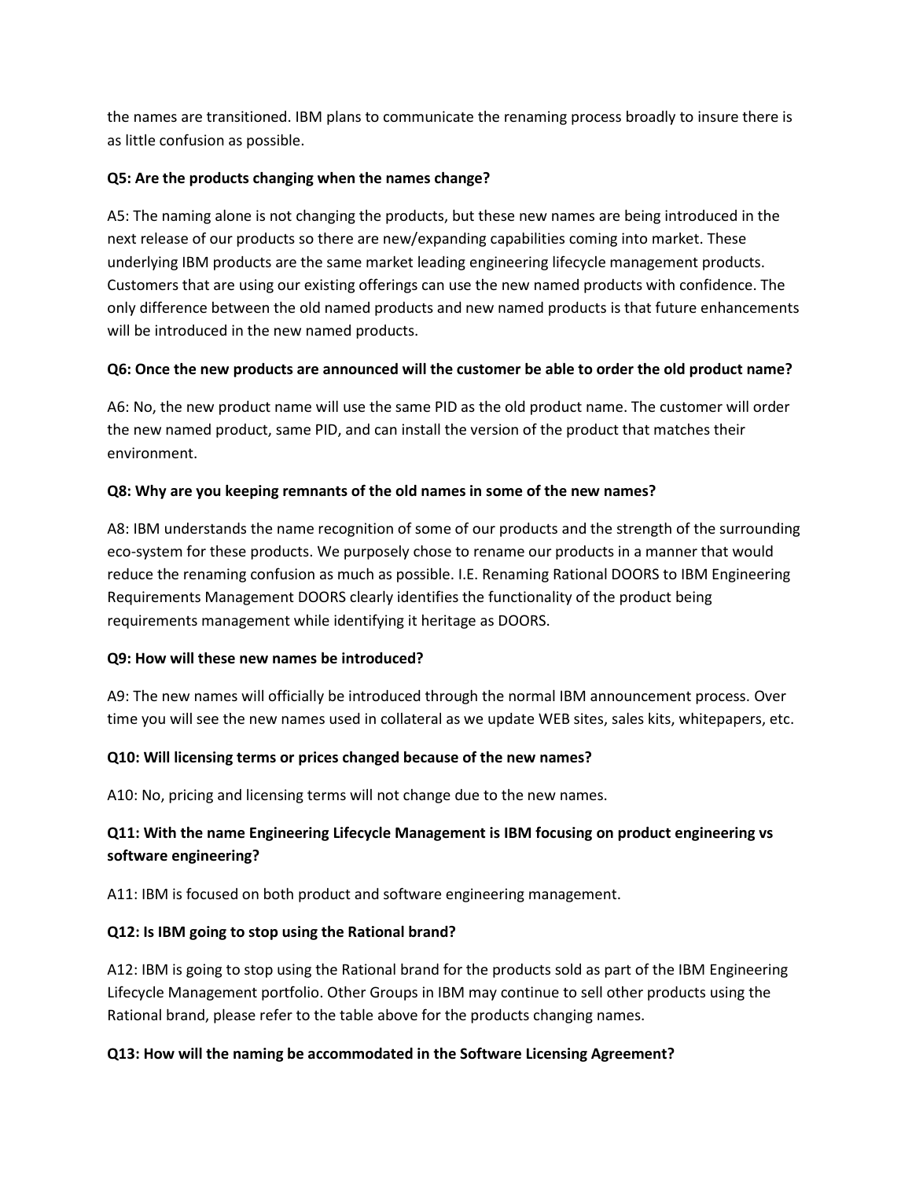the names are transitioned. IBM plans to communicate the renaming process broadly to insure there is as little confusion as possible.

**Q5: Are the products changing when the names change?**

A5: The naming alone is not changing the products, but these new names are being introduced in the next release of our products so there are new/expanding capabilities coming into market. These underlying IBM products are the same market leading engineering lifecycle management products. Customers that are using our existing offerings can use the new named products with confidence. The only difference between the old named products and new named products is that future enhancements will be introduced in the new named products.

**Q6: Once the new products are announced will the customer be able to order the old product name?**

A6: No, the new product name will use the same PID as the old product name. The customer will order the new named product, same PID, and can install the version of the product that matches their environment.

**Q8: Why are you keeping remnants of the old names in some of the new names?**

A8: IBM understands the name recognition of some of our products and the strength of the surrounding eco-system for these products. We purposely chose to rename our products in a manner that would reduce the renaming confusion as much as possible. I.E. Renaming Rational DOORS to IBM Engineering Requirements Management DOORS clearly identifies the functionality of the product being requirements management while identifying it heritage as DOORS.

**Q9: How will these new names be introduced?**

A9: The new names will officially be introduced through the normal IBM announcement process. Over time you will see the new names used in collateral as we update WEB sites, sales kits, whitepapers, etc.

**Q10: Will licensing terms or prices changed because of the new names?**

A10: No, pricing and licensing terms will not change due to the new names.

**Q11: With the name Engineering Lifecycle Management is IBM focusing on product engineering vs software engineering?**

A11: IBM is focused on both product and software engineering management.

**Q12: Is IBM going to stop using the Rational brand?**

A12: IBM is going to stop using the Rational brand for the products sold as part of the IBM Engineering Lifecycle Management portfolio. Other Groups in IBM may continue to sell other products using the Rational brand, please refer to the table above for the products changing names.

**Q13: How will the naming be accommodated in the Software Licensing Agreement?**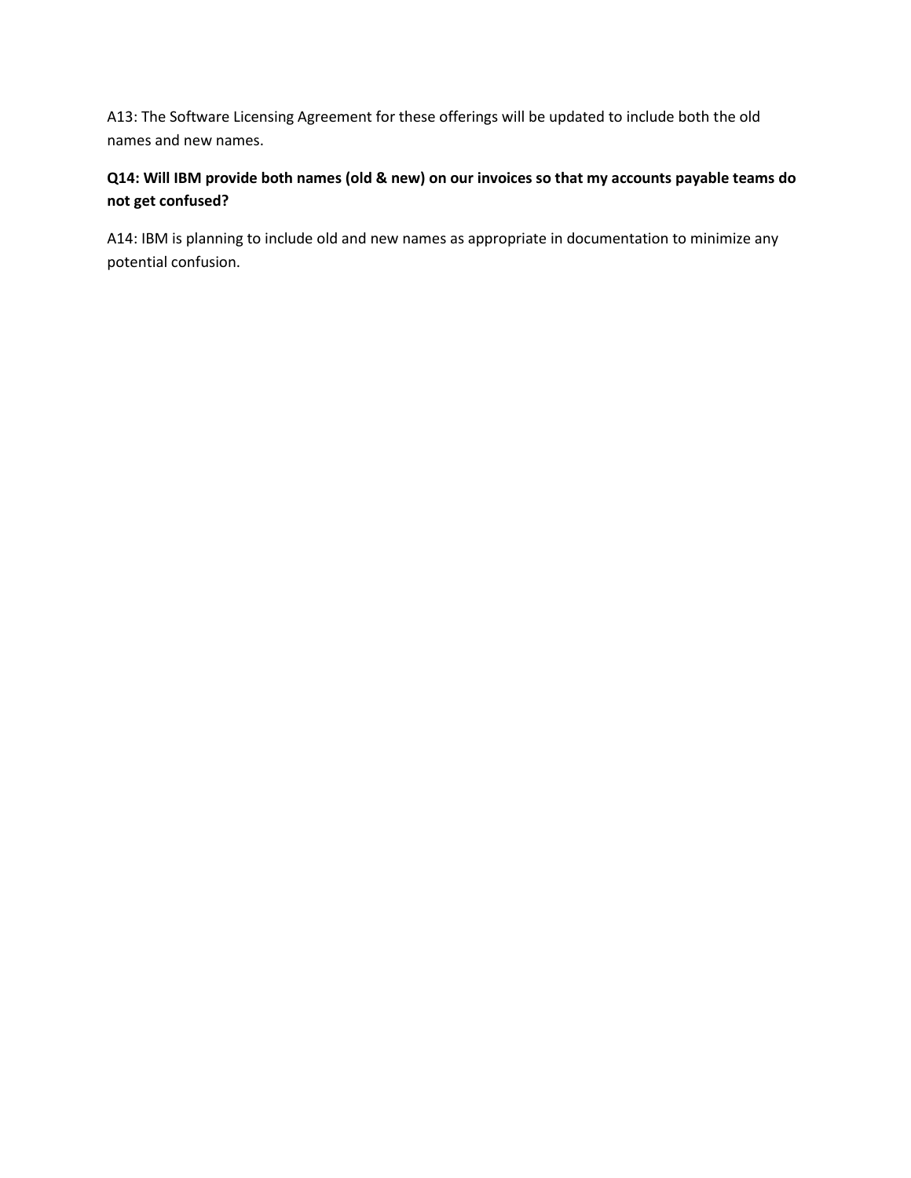A13: The Software Licensing Agreement for these offerings will be updated to include both the old names and new names.

**Q14: Will IBM provide both names (old & new) on our invoices so that my accounts payable teams do not get confused?**

A14: IBM is planning to include old and new names as appropriate in documentation to minimize any potential confusion.